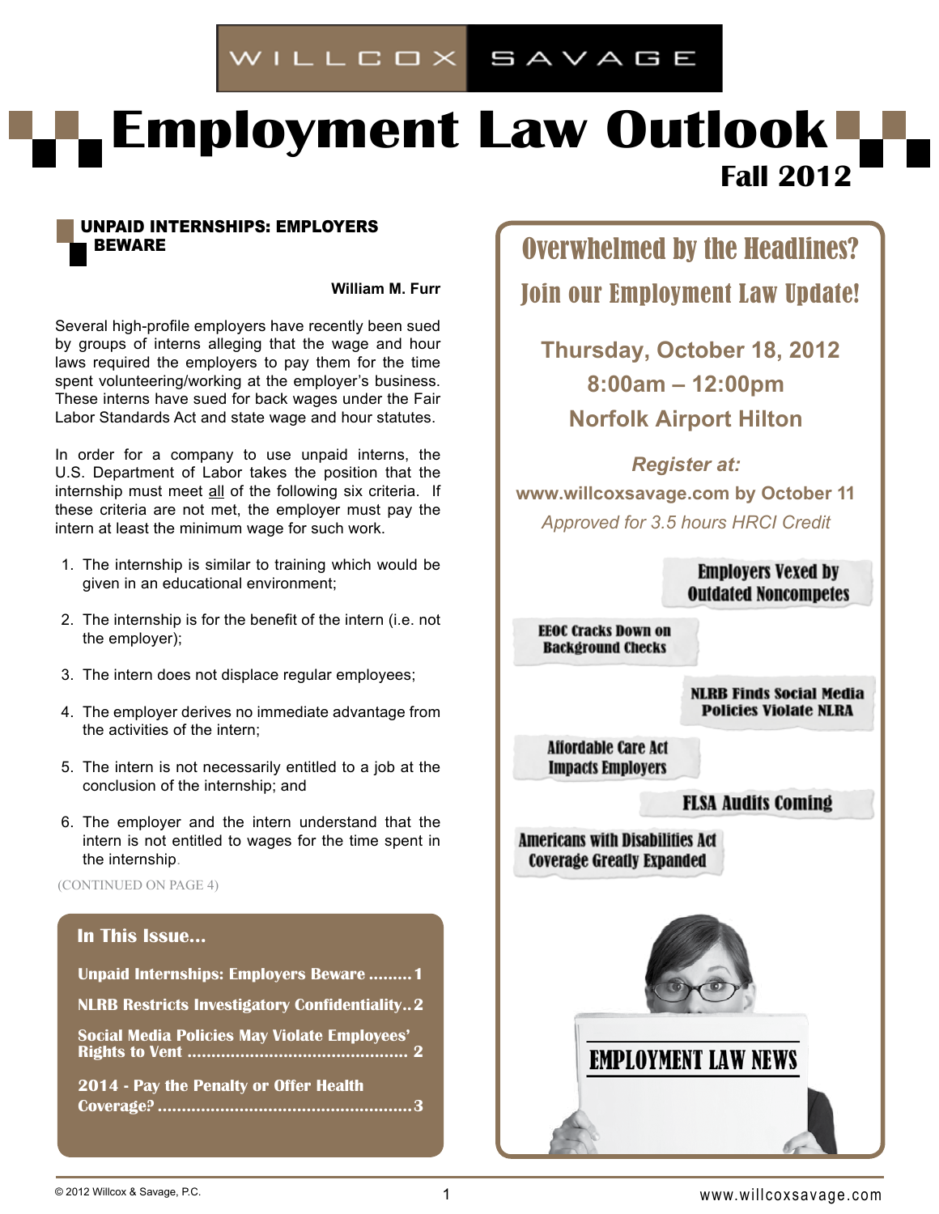WILLCOX SAVAGE

# Employment Law Outlook

**Fall 2012**

## UNPAID INTERNSHIPS: EMPLOYERS BEWARE

**William M. Furr**

Several high-profile employers have recently been sued by groups of interns alleging that the wage and hour laws required the employers to pay them for the time spent volunteering/working at the employer's business. These interns have sued for back wages under the Fair Labor Standards Act and state wage and hour statutes.

In order for a company to use unpaid interns, the U.S. Department of Labor takes the position that the internship must meet all of the following six criteria. If these criteria are not met, the employer must pay the intern at least the minimum wage for such work.

1. The internship is similar to training which would be given in an educational environment;
2. The internship is for the benefit of the intern (i.e. not the employer);
3. The intern does not displace regular employees;
4. The employer derives no immediate advantage from the activities of the intern;
5. The intern is not necessarily entitled to a job at the conclusion of the internship; and
6. The employer and the intern understand that the intern is not entitled to wages for the time spent in the internship.

(CONTINUED ON PAGE 4)

### In This Issue...

- Unpaid Internships: Employers Beware ......... 1
- NLRB Restricts Investigatory Confidentiality.. 2
- Social Media Policies May Violate Employees' Rights to Vent ............................................ 2
- 2014 - Pay the Penalty or Offer Health Coverage? .................................................... 3

## Overwhelmed by the Headlines?

## Join our Employment Law Update!

**Thursday, October 18, 2012**
**8:00am – 12:00pm**
**Norfolk Airport Hilton**

***Register at:***
**www.willcoxsavage.com by October 11**
*Approved for 3.5 hours HRCI Credit*

Employers Vexed by Outdated Noncompetes

EEOC Cracks Down on Background Checks

NLRB Finds Social Media Policies Violate NLRA

Affordable Care Act Impacts Employers

FLSA Audits Coming

Americans with Disabilities Act Coverage Greatly Expanded

EMPLOYMENT LAW NEWS

© 2012 Willcox & Savage, P.C.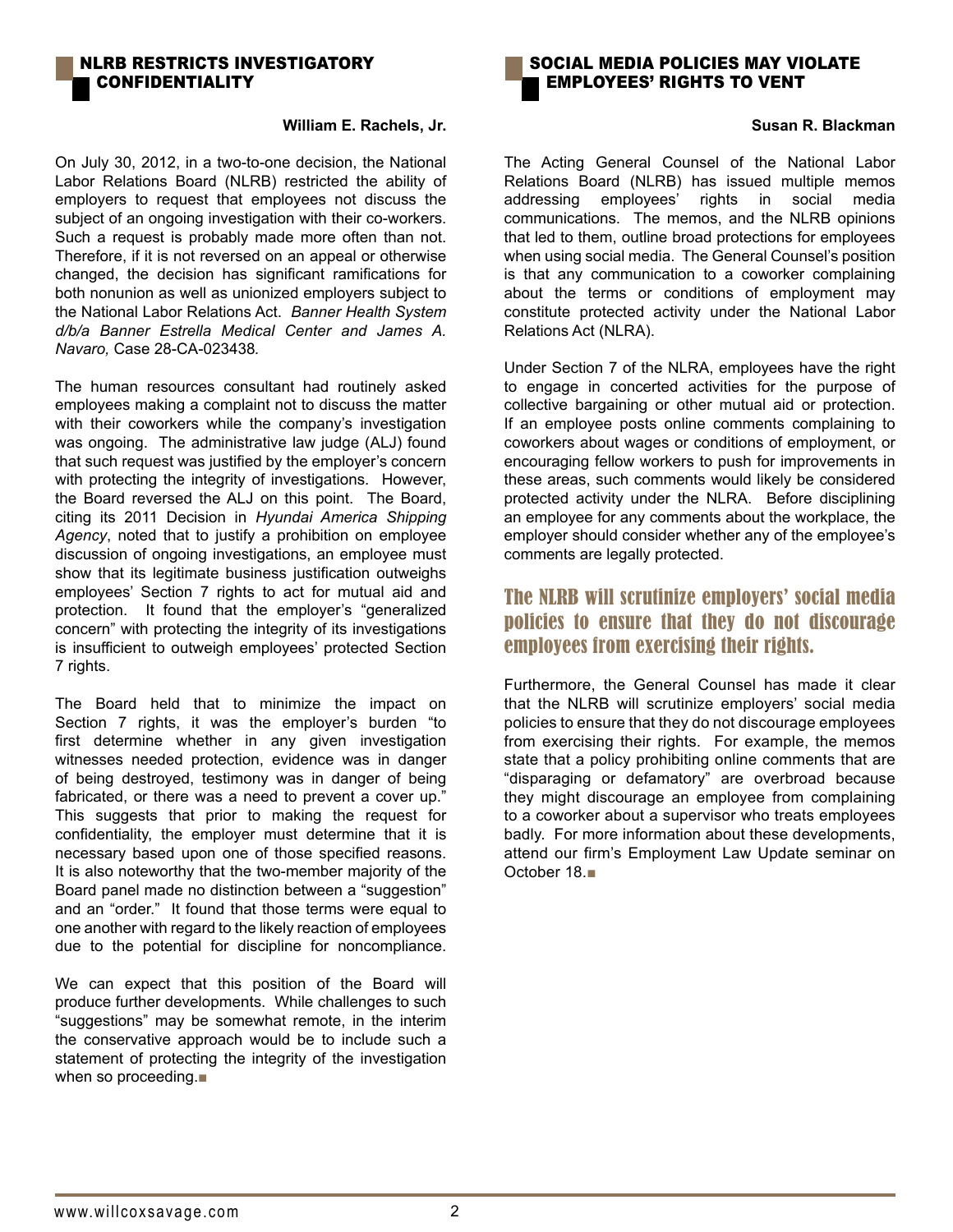## NLRB RESTRICTS INVESTIGATORY CONFIDENTIALITY

**William E. Rachels, Jr.**

On July 30, 2012, in a two-to-one decision, the National Labor Relations Board (NLRB) restricted the ability of employers to request that employees not discuss the subject of an ongoing investigation with their co-workers. Such a request is probably made more often than not. Therefore, if it is not reversed on an appeal or otherwise changed, the decision has significant ramifications for both nonunion as well as unionized employers subject to the National Labor Relations Act. *Banner Health System d/b/a Banner Estrella Medical Center and James A. Navaro,* Case 28-CA-023438.

The human resources consultant had routinely asked employees making a complaint not to discuss the matter with their coworkers while the company's investigation was ongoing. The administrative law judge (ALJ) found that such request was justified by the employer's concern with protecting the integrity of investigations. However, the Board reversed the ALJ on this point. The Board, citing its 2011 Decision in *Hyundai America Shipping Agency*, noted that to justify a prohibition on employee discussion of ongoing investigations, an employee must show that its legitimate business justification outweighs employees' Section 7 rights to act for mutual aid and protection. It found that the employer's "generalized concern" with protecting the integrity of its investigations is insufficient to outweigh employees' protected Section 7 rights.

The Board held that to minimize the impact on Section 7 rights, it was the employer's burden "to first determine whether in any given investigation witnesses needed protection, evidence was in danger of being destroyed, testimony was in danger of being fabricated, or there was a need to prevent a cover up." This suggests that prior to making the request for confidentiality, the employer must determine that it is necessary based upon one of those specified reasons. It is also noteworthy that the two-member majority of the Board panel made no distinction between a "suggestion" and an "order." It found that those terms were equal to one another with regard to the likely reaction of employees due to the potential for discipline for noncompliance.

We can expect that this position of the Board will produce further developments. While challenges to such "suggestions" may be somewhat remote, in the interim the conservative approach would be to include such a statement of protecting the integrity of the investigation when so proceeding.■

## SOCIAL MEDIA POLICIES MAY VIOLATE EMPLOYEES' RIGHTS TO VENT

**Susan R. Blackman**

The Acting General Counsel of the National Labor Relations Board (NLRB) has issued multiple memos addressing employees' rights in social media communications. The memos, and the NLRB opinions that led to them, outline broad protections for employees when using social media. The General Counsel's position is that any communication to a coworker complaining about the terms or conditions of employment may constitute protected activity under the National Labor Relations Act (NLRA).

Under Section 7 of the NLRA, employees have the right to engage in concerted activities for the purpose of collective bargaining or other mutual aid or protection. If an employee posts online comments complaining to coworkers about wages or conditions of employment, or encouraging fellow workers to push for improvements in these areas, such comments would likely be considered protected activity under the NLRA. Before disciplining an employee for any comments about the workplace, the employer should consider whether any of the employee's comments are legally protected.

**The NLRB will scrutinize employers' social media policies to ensure that they do not discourage employees from exercising their rights.**

Furthermore, the General Counsel has made it clear that the NLRB will scrutinize employers' social media policies to ensure that they do not discourage employees from exercising their rights. For example, the memos state that a policy prohibiting online comments that are "disparaging or defamatory" are overbroad because they might discourage an employee from complaining to a coworker about a supervisor who treats employees badly. For more information about these developments, attend our firm's Employment Law Update seminar on October 18.■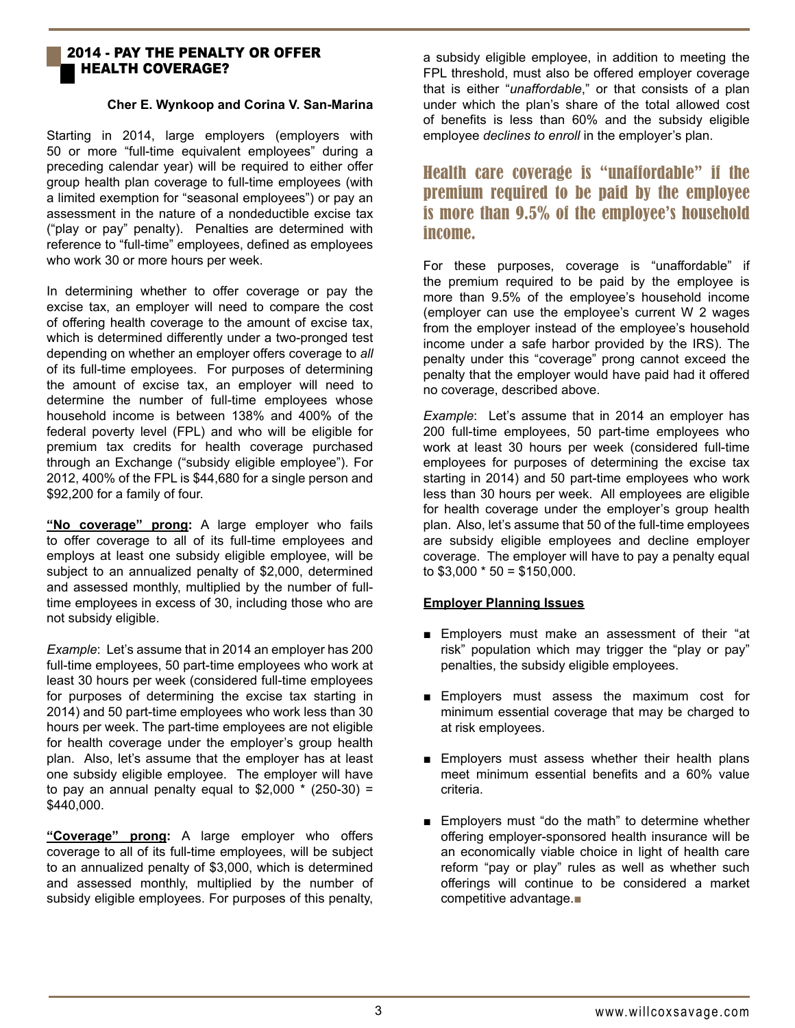## 2014 - PAY THE PENALTY OR OFFER HEALTH COVERAGE?

**Cher E. Wynkoop and Corina V. San-Marina**

Starting in 2014, large employers (employers with 50 or more "full-time equivalent employees" during a preceding calendar year) will be required to either offer group health plan coverage to full-time employees (with a limited exemption for "seasonal employees") or pay an assessment in the nature of a nondeductible excise tax ("play or pay" penalty). Penalties are determined with reference to "full-time" employees, defined as employees who work 30 or more hours per week.

In determining whether to offer coverage or pay the excise tax, an employer will need to compare the cost of offering health coverage to the amount of excise tax, which is determined differently under a two-pronged test depending on whether an employer offers coverage to *all* of its full-time employees. For purposes of determining the amount of excise tax, an employer will need to determine the number of full-time employees whose household income is between 138% and 400% of the federal poverty level (FPL) and who will be eligible for premium tax credits for health coverage purchased through an Exchange ("subsidy eligible employee"). For 2012, 400% of the FPL is $44,680 for a single person and $92,200 for a family of four.

**"No coverage" prong:** A large employer who fails to offer coverage to all of its full-time employees and employs at least one subsidy eligible employee, will be subject to an annualized penalty of $2,000, determined and assessed monthly, multiplied by the number of full-time employees in excess of 30, including those who are not subsidy eligible.

*Example*: Let's assume that in 2014 an employer has 200 full-time employees, 50 part-time employees who work at least 30 hours per week (considered full-time employees for purposes of determining the excise tax starting in 2014) and 50 part-time employees who work less than 30 hours per week. The part-time employees are not eligible for health coverage under the employer's group health plan. Also, let's assume that the employer has at least one subsidy eligible employee. The employer will have to pay an annual penalty equal to $2,000 * (250-30) = $440,000.

**"Coverage" prong:** A large employer who offers coverage to all of its full-time employees, will be subject to an annualized penalty of $3,000, which is determined and assessed monthly, multiplied by the number of subsidy eligible employees. For purposes of this penalty, a subsidy eligible employee, in addition to meeting the FPL threshold, must also be offered employer coverage that is either "*unaffordable*," or that consists of a plan under which the plan's share of the total allowed cost of benefits is less than 60% and the subsidy eligible employee *declines to enroll* in the employer's plan.

> Health care coverage is "unaffordable" if the premium required to be paid by the employee is more than 9.5% of the employee's household income.

For these purposes, coverage is "unaffordable" if the premium required to be paid by the employee is more than 9.5% of the employee's household income (employer can use the employee's current W 2 wages from the employer instead of the employee's household income under a safe harbor provided by the IRS). The penalty under this "coverage" prong cannot exceed the penalty that the employer would have paid had it offered no coverage, described above.

*Example*: Let's assume that in 2014 an employer has 200 full-time employees, 50 part-time employees who work at least 30 hours per week (considered full-time employees for purposes of determining the excise tax starting in 2014) and 50 part-time employees who work less than 30 hours per week. All employees are eligible for health coverage under the employer's group health plan. Also, let's assume that 50 of the full-time employees are subsidy eligible employees and decline employer coverage. The employer will have to pay a penalty equal to $3,000 * 50 = $150,000.

**Employer Planning Issues**

- Employers must make an assessment of their "at risk" population which may trigger the "play or pay" penalties, the subsidy eligible employees.
- Employers must assess the maximum cost for minimum essential coverage that may be charged to at risk employees.
- Employers must assess whether their health plans meet minimum essential benefits and a 60% value criteria.
- Employers must "do the math" to determine whether offering employer-sponsored health insurance will be an economically viable choice in light of health care reform "pay or play" rules as well as whether such offerings will continue to be considered a market competitive advantage.■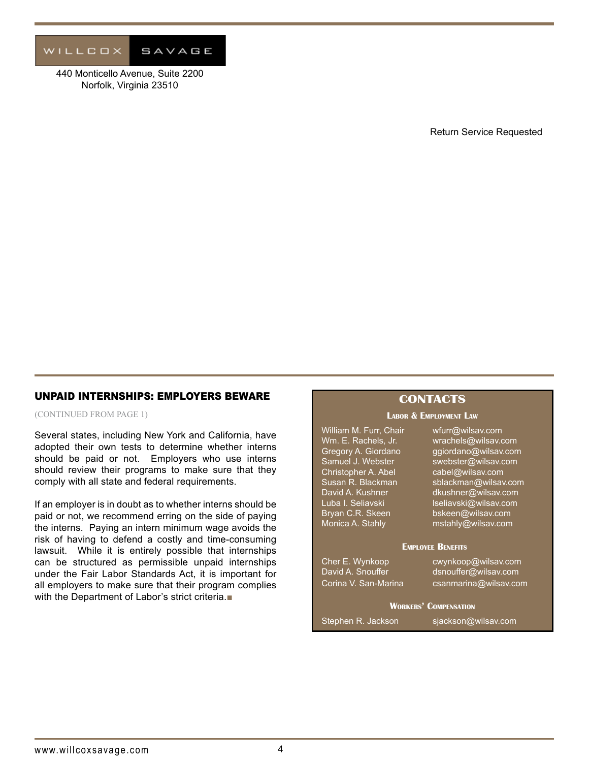WILLCOX SAVAGE

440 Monticello Avenue, Suite 2200
Norfolk, Virginia 23510

Return Service Requested

## UNPAID INTERNSHIPS: EMPLOYERS BEWARE

(CONTINUED FROM PAGE 1)

Several states, including New York and California, have adopted their own tests to determine whether interns should be paid or not. Employers who use interns should review their programs to make sure that they comply with all state and federal requirements.

If an employer is in doubt as to whether interns should be paid or not, we recommend erring on the side of paying the interns. Paying an intern minimum wage avoids the risk of having to defend a costly and time-consuming lawsuit. While it is entirely possible that internships can be structured as permissible unpaid internships under the Fair Labor Standards Act, it is important for all employers to make sure that their program complies with the Department of Labor's strict criteria.■

## CONTACTS

### Labor & Employment Law

| | |
|---|---|
| William M. Furr, Chair | wfurr@wilsav.com |
| Wm. E. Rachels, Jr. | wrachels@wilsav.com |
| Gregory A. Giordano | ggiordano@wilsav.com |
| Samuel J. Webster | swebster@wilsav.com |
| Christopher A. Abel | cabel@wilsav.com |
| Susan R. Blackman | sblackman@wilsav.com |
| David A. Kushner | dkushner@wilsav.com |
| Luba I. Seliavski | lseliavski@wilsav.com |
| Bryan C.R. Skeen | bskeen@wilsav.com |
| Monica A. Stahly | mstahly@wilsav.com |

### Employee Benefits

| | |
|---|---|
| Cher E. Wynkoop | cwynkoop@wilsav.com |
| David A. Snouffer | dsnouffer@wilsav.com |
| Corina V. San-Marina | csanmarina@wilsav.com |

### Workers' Compensation

| | |
|---|---|
| Stephen R. Jackson | sjackson@wilsav.com |

www.willcoxsavage.com